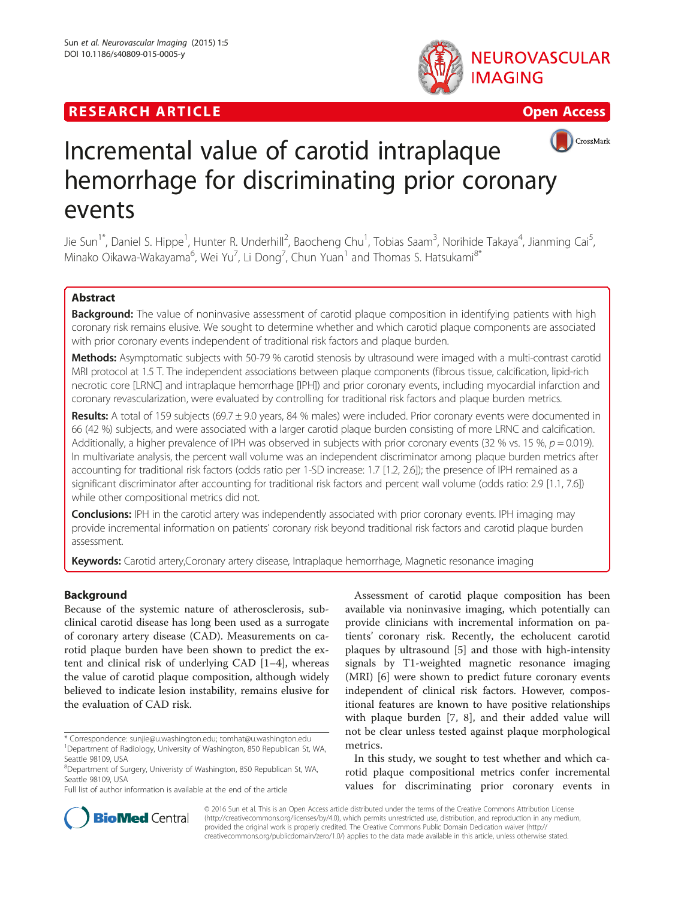RESEARCH ARTICLE

Open Access

# Incremental value of carotid intraplaque hemorrhage for discriminating prior coronary events

Jie Sun[1*], Daniel S. Hippe[1], Hunter R. Underhill[2], Baocheng Chu[1], Tobias Saam[3], Norihide Takaya[4], Jianming Cai[5], Minako Oikawa-Wakayama[6], Wei Yu[7], Li Dong[7], Chun Yuan[1] and Thomas S. Hatsukami[8*]

## Abstract

**Background:** The value of noninvasive assessment of carotid plaque composition in identifying patients with high coronary risk remains elusive. We sought to determine whether and which carotid plaque components are associated with prior coronary events independent of traditional risk factors and plaque burden.

**Methods:** Asymptomatic subjects with 50-79 % carotid stenosis by ultrasound were imaged with a multi-contrast carotid MRI protocol at 1.5 T. The independent associations between plaque components (fibrous tissue, calcification, lipid-rich necrotic core [LRNC] and intraplaque hemorrhage [IPH]) and prior coronary events, including myocardial infarction and coronary revascularization, were evaluated by controlling for traditional risk factors and plaque burden metrics.

**Results:** A total of 159 subjects (69.7 ± 9.0 years, 84 % males) were included. Prior coronary events were documented in 66 (42 %) subjects, and were associated with a larger carotid plaque burden consisting of more LRNC and calcification. Additionally, a higher prevalence of IPH was observed in subjects with prior coronary events (32 % vs. 15 %, $p = 0.019$). In multivariate analysis, the percent wall volume was an independent discriminator among plaque burden metrics after accounting for traditional risk factors (odds ratio per 1-SD increase: 1.7 [1.2, 2.6]); the presence of IPH remained as a significant discriminator after accounting for traditional risk factors and percent wall volume (odds ratio: 2.9 [1.1, 7.6]) while other compositional metrics did not.

**Conclusions:** IPH in the carotid artery was independently associated with prior coronary events. IPH imaging may provide incremental information on patients' coronary risk beyond traditional risk factors and carotid plaque burden assessment.

**Keywords:** Carotid artery,Coronary artery disease, Intraplaque hemorrhage, Magnetic resonance imaging

## Background

Because of the systemic nature of atherosclerosis, subclinical carotid disease has long been used as a surrogate of coronary artery disease (CAD). Measurements on carotid plaque burden have been shown to predict the extent and clinical risk of underlying CAD [1–4], whereas the value of carotid plaque composition, although widely believed to indicate lesion instability, remains elusive for the evaluation of CAD risk.

Assessment of carotid plaque composition has been available via noninvasive imaging, which potentially can provide clinicians with incremental information on patients' coronary risk. Recently, the echolucent carotid plaques by ultrasound [5] and those with high-intensity signals by T1-weighted magnetic resonance imaging (MRI) [6] were shown to predict future coronary events independent of clinical risk factors. However, compositional features are known to have positive relationships with plaque burden [7, 8], and their added value will not be clear unless tested against plaque morphological metrics.

In this study, we sought to test whether and which carotid plaque compositional metrics confer incremental values for discriminating prior coronary events in

\* Correspondence: sunjie@u.washington.edu; tomhat@u.washington.edu
[1]Department of Radiology, University of Washington, 850 Republican St, WA, Seattle 98109, USA
[8]Department of Surgery, Univeristy of Washington, 850 Republican St, WA, Seattle 98109, USA
Full list of author information is available at the end of the article

© 2016 Sun et al. This is an Open Access article distributed under the terms of the Creative Commons Attribution License (http://creativecommons.org/licenses/by/4.0), which permits unrestricted use, distribution, and reproduction in any medium, provided the original work is properly credited. The Creative Commons Public Domain Dedication waiver (http://creativecommons.org/publicdomain/zero/1.0/) applies to the data made available in this article, unless otherwise stated.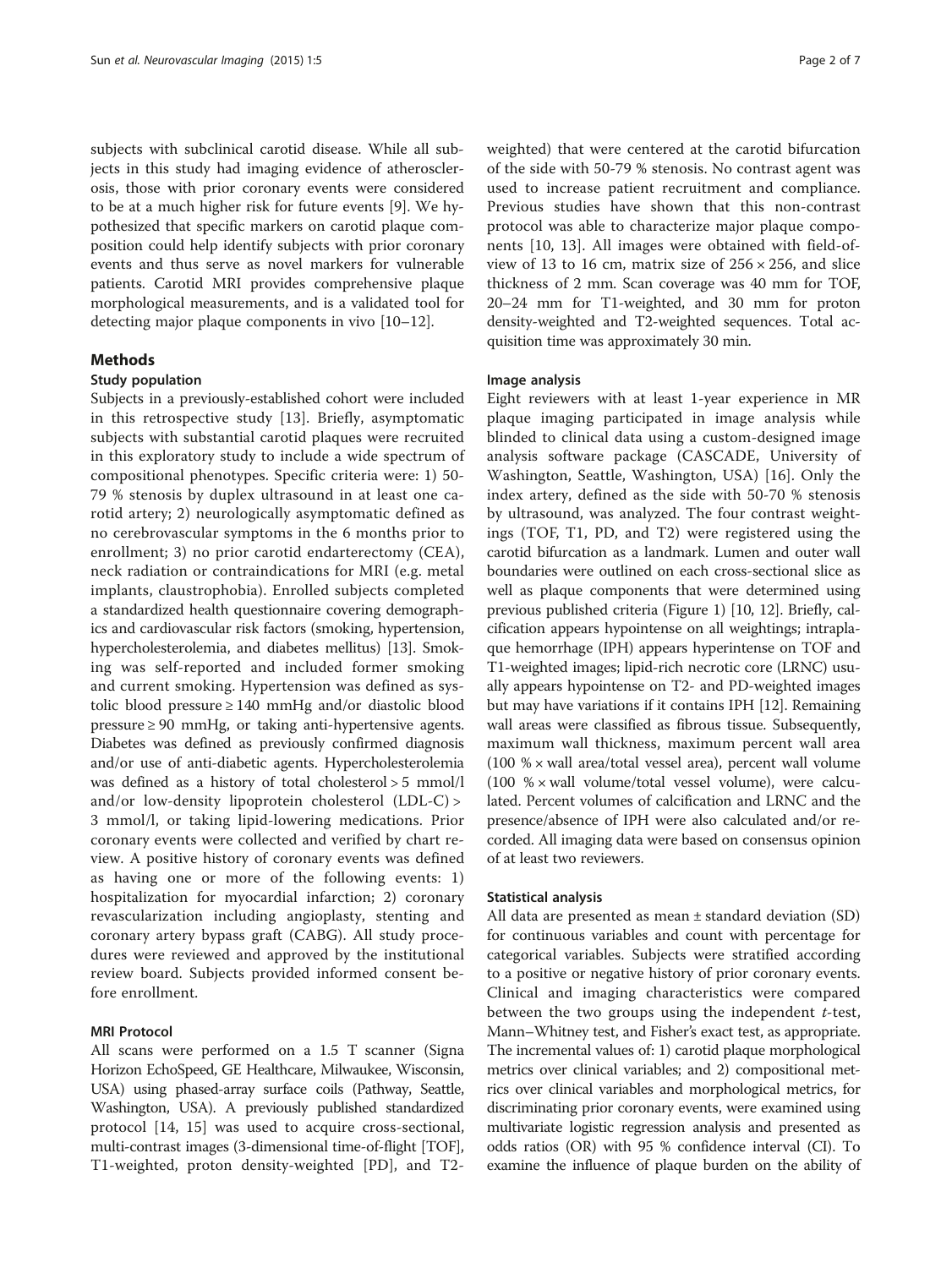subjects with subclinical carotid disease. While all subjects in this study had imaging evidence of atherosclerosis, those with prior coronary events were considered to be at a much higher risk for future events [9]. We hypothesized that specific markers on carotid plaque composition could help identify subjects with prior coronary events and thus serve as novel markers for vulnerable patients. Carotid MRI provides comprehensive plaque morphological measurements, and is a validated tool for detecting major plaque components in vivo [10–12].

## Methods

### Study population

Subjects in a previously-established cohort were included in this retrospective study [13]. Briefly, asymptomatic subjects with substantial carotid plaques were recruited in this exploratory study to include a wide spectrum of compositional phenotypes. Specific criteria were: 1) 50-79 % stenosis by duplex ultrasound in at least one carotid artery; 2) neurologically asymptomatic defined as no cerebrovascular symptoms in the 6 months prior to enrollment; 3) no prior carotid endarterectomy (CEA), neck radiation or contraindications for MRI (e.g. metal implants, claustrophobia). Enrolled subjects completed a standardized health questionnaire covering demographics and cardiovascular risk factors (smoking, hypertension, hypercholesterolemia, and diabetes mellitus) [13]. Smoking was self-reported and included former smoking and current smoking. Hypertension was defined as systolic blood pressure ≥ 140 mmHg and/or diastolic blood pressure ≥ 90 mmHg, or taking anti-hypertensive agents. Diabetes was defined as previously confirmed diagnosis and/or use of anti-diabetic agents. Hypercholesterolemia was defined as a history of total cholesterol > 5 mmol/l and/or low-density lipoprotein cholesterol (LDL-C) > 3 mmol/l, or taking lipid-lowering medications. Prior coronary events were collected and verified by chart review. A positive history of coronary events was defined as having one or more of the following events: 1) hospitalization for myocardial infarction; 2) coronary revascularization including angioplasty, stenting and coronary artery bypass graft (CABG). All study procedures were reviewed and approved by the institutional review board. Subjects provided informed consent before enrollment.

### MRI Protocol

All scans were performed on a 1.5 T scanner (Signa Horizon EchoSpeed, GE Healthcare, Milwaukee, Wisconsin, USA) using phased-array surface coils (Pathway, Seattle, Washington, USA). A previously published standardized protocol [14, 15] was used to acquire cross-sectional, multi-contrast images (3-dimensional time-of-flight [TOF], T1-weighted, proton density-weighted [PD], and T2-weighted) that were centered at the carotid bifurcation of the side with 50-79 % stenosis. No contrast agent was used to increase patient recruitment and compliance. Previous studies have shown that this non-contrast protocol was able to characterize major plaque components [10, 13]. All images were obtained with field-of-view of 13 to 16 cm, matrix size of 256 × 256, and slice thickness of 2 mm. Scan coverage was 40 mm for TOF, 20–24 mm for T1-weighted, and 30 mm for proton density-weighted and T2-weighted sequences. Total acquisition time was approximately 30 min.

### Image analysis

Eight reviewers with at least 1-year experience in MR plaque imaging participated in image analysis while blinded to clinical data using a custom-designed image analysis software package (CASCADE, University of Washington, Seattle, Washington, USA) [16]. Only the index artery, defined as the side with 50-70 % stenosis by ultrasound, was analyzed. The four contrast weightings (TOF, T1, PD, and T2) were registered using the carotid bifurcation as a landmark. Lumen and outer wall boundaries were outlined on each cross-sectional slice as well as plaque components that were determined using previous published criteria (Figure 1) [10, 12]. Briefly, calcification appears hypointense on all weightings; intraplaque hemorrhage (IPH) appears hyperintense on TOF and T1-weighted images; lipid-rich necrotic core (LRNC) usually appears hypointense on T2- and PD-weighted images but may have variations if it contains IPH [12]. Remaining wall areas were classified as fibrous tissue. Subsequently, maximum wall thickness, maximum percent wall area (100 % × wall area/total vessel area), percent wall volume (100 % × wall volume/total vessel volume), were calculated. Percent volumes of calcification and LRNC and the presence/absence of IPH were also calculated and/or recorded. All imaging data were based on consensus opinion of at least two reviewers.

### Statistical analysis

All data are presented as mean ± standard deviation (SD) for continuous variables and count with percentage for categorical variables. Subjects were stratified according to a positive or negative history of prior coronary events. Clinical and imaging characteristics were compared between the two groups using the independent *t*-test, Mann–Whitney test, and Fisher's exact test, as appropriate. The incremental values of: 1) carotid plaque morphological metrics over clinical variables; and 2) compositional metrics over clinical variables and morphological metrics, for discriminating prior coronary events, were examined using multivariate logistic regression analysis and presented as odds ratios (OR) with 95 % confidence interval (CI). To examine the influence of plaque burden on the ability of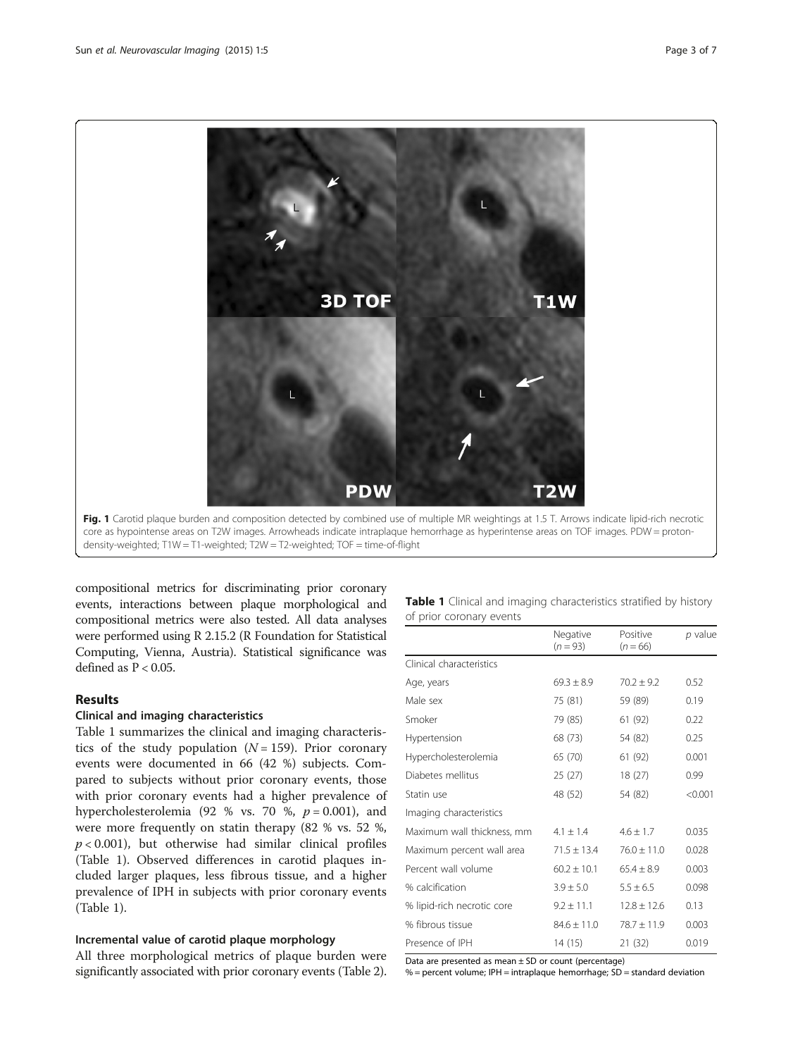Fig. 1 Carotid plaque burden and composition detected by combined use of multiple MR weightings at 1.5 T. Arrows indicate lipid-rich necrotic core as hypointense areas on T2W images. Arrowheads indicate intraplaque hemorrhage as hyperintense areas on TOF images. PDW = proton-density-weighted; T1W = T1-weighted; T2W = T2-weighted; TOF = time-of-flight

compositional metrics for discriminating prior coronary events, interactions between plaque morphological and compositional metrics were also tested. All data analyses were performed using R 2.15.2 (R Foundation for Statistical Computing, Vienna, Austria). Statistical significance was defined as $P < 0.05$.

## Results

### Clinical and imaging characteristics

Table 1 summarizes the clinical and imaging characteristics of the study population ($N = 159$). Prior coronary events were documented in 66 (42 %) subjects. Compared to subjects without prior coronary events, those with prior coronary events had a higher prevalence of hypercholesterolemia (92 % vs. 70 %, $p = 0.001$), and were more frequently on statin therapy (82 % vs. 52 %, $p < 0.001$), but otherwise had similar clinical profiles (Table 1). Observed differences in carotid plaques included larger plaques, less fibrous tissue, and a higher prevalence of IPH in subjects with prior coronary events (Table 1).

### Incremental value of carotid plaque morphology

All three morphological metrics of plaque burden were significantly associated with prior coronary events (Table 2).

**Table 1** Clinical and imaging characteristics stratified by history of prior coronary events

| | Negative ($n = 93$) | Positive ($n = 66$) | $p$ value |
|---|---|---|---|
| Clinical characteristics | | | |
| Age, years | 69.3 ± 8.9 | 70.2 ± 9.2 | 0.52 |
| Male sex | 75 (81) | 59 (89) | 0.19 |
| Smoker | 79 (85) | 61 (92) | 0.22 |
| Hypertension | 68 (73) | 54 (82) | 0.25 |
| Hypercholesterolemia | 65 (70) | 61 (92) | 0.001 |
| Diabetes mellitus | 25 (27) | 18 (27) | 0.99 |
| Statin use | 48 (52) | 54 (82) | <0.001 |
| Imaging characteristics | | | |
| Maximum wall thickness, mm | 4.1 ± 1.4 | 4.6 ± 1.7 | 0.035 |
| Maximum percent wall area | 71.5 ± 13.4 | 76.0 ± 11.0 | 0.028 |
| Percent wall volume | 60.2 ± 10.1 | 65.4 ± 8.9 | 0.003 |
| % calcification | 3.9 ± 5.0 | 5.5 ± 6.5 | 0.098 |
| % lipid-rich necrotic core | 9.2 ± 11.1 | 12.8 ± 12.6 | 0.13 |
| % fibrous tissue | 84.6 ± 11.0 | 78.7 ± 11.9 | 0.003 |
| Presence of IPH | 14 (15) | 21 (32) | 0.019 |

Data are presented as mean ± SD or count (percentage)

% = percent volume; IPH = intraplaque hemorrhage; SD = standard deviation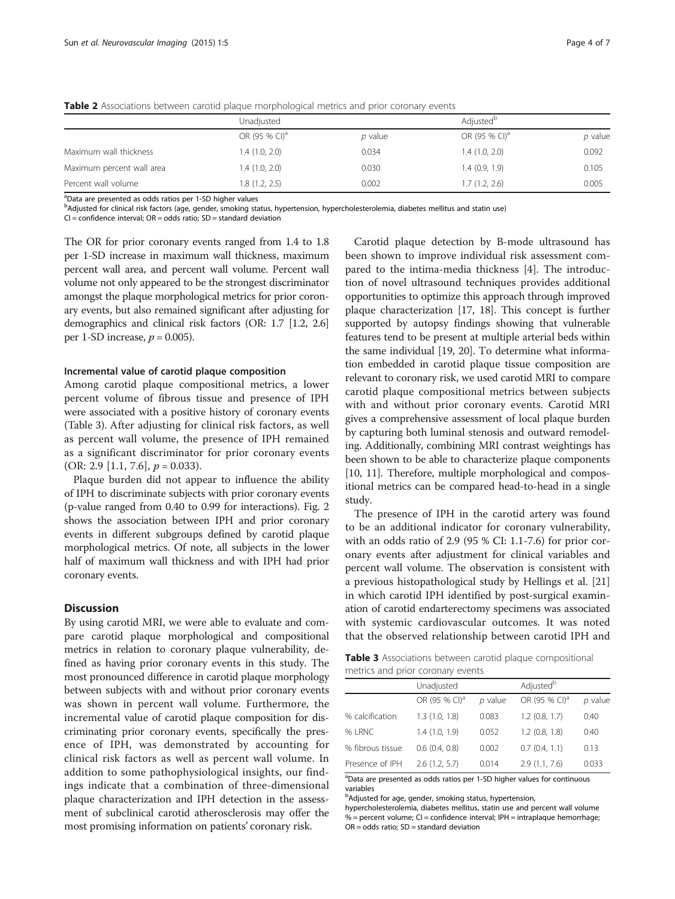**Table 2** Associations between carotid plaque morphological metrics and prior coronary events

| | Unadjusted | | Adjusted[b] | |
|---|---|---|---|---|
| | OR (95 % CI)[a] | *p* value | OR (95 % CI)[a] | *p* value |
| Maximum wall thickness | 1.4 (1.0, 2.0) | 0.034 | 1.4 (1.0, 2.0) | 0.092 |
| Maximum percent wall area | 1.4 (1.0, 2.0) | 0.030 | 1.4 (0.9, 1.9) | 0.105 |
| Percent wall volume | 1.8 (1.2, 2.5) | 0.002 | 1.7 (1.2, 2.6) | 0.005 |

[a]Data are presented as odds ratios per 1-SD higher values
[b]Adjusted for clinical risk factors (age, gender, smoking status, hypertension, hypercholesterolemia, diabetes mellitus and statin use)
CI = confidence interval; OR = odds ratio; SD = standard deviation

The OR for prior coronary events ranged from 1.4 to 1.8 per 1-SD increase in maximum wall thickness, maximum percent wall area, and percent wall volume. Percent wall volume not only appeared to be the strongest discriminator amongst the plaque morphological metrics for prior coronary events, but also remained significant after adjusting for demographics and clinical risk factors (OR: 1.7 [1.2, 2.6] per 1-SD increase, $p = 0.005$).

#### Incremental value of carotid plaque composition

Among carotid plaque compositional metrics, a lower percent volume of fibrous tissue and presence of IPH were associated with a positive history of coronary events (Table 3). After adjusting for clinical risk factors, as well as percent wall volume, the presence of IPH remained as a significant discriminator for prior coronary events (OR: 2.9 [1.1, 7.6], $p = 0.033$).

Plaque burden did not appear to influence the ability of IPH to discriminate subjects with prior coronary events (p-value ranged from 0.40 to 0.99 for interactions). Fig. 2 shows the association between IPH and prior coronary events in different subgroups defined by carotid plaque morphological metrics. Of note, all subjects in the lower half of maximum wall thickness and with IPH had prior coronary events.

## Discussion

By using carotid MRI, we were able to evaluate and compare carotid plaque morphological and compositional metrics in relation to coronary plaque vulnerability, defined as having prior coronary events in this study. The most pronounced difference in carotid plaque morphology between subjects with and without prior coronary events was shown in percent wall volume. Furthermore, the incremental value of carotid plaque composition for discriminating prior coronary events, specifically the presence of IPH, was demonstrated by accounting for clinical risk factors as well as percent wall volume. In addition to some pathophysiological insights, our findings indicate that a combination of three-dimensional plaque characterization and IPH detection in the assessment of subclinical carotid atherosclerosis may offer the most promising information on patients' coronary risk.

Carotid plaque detection by B-mode ultrasound has been shown to improve individual risk assessment compared to the intima-media thickness [4]. The introduction of novel ultrasound techniques provides additional opportunities to optimize this approach through improved plaque characterization [17, 18]. This concept is further supported by autopsy findings showing that vulnerable features tend to be present at multiple arterial beds within the same individual [19, 20]. To determine what information embedded in carotid plaque tissue composition are relevant to coronary risk, we used carotid MRI to compare carotid plaque compositional metrics between subjects with and without prior coronary events. Carotid MRI gives a comprehensive assessment of local plaque burden by capturing both luminal stenosis and outward remodeling. Additionally, combining MRI contrast weightings has been shown to be able to characterize plaque components [10, 11]. Therefore, multiple morphological and compositional metrics can be compared head-to-head in a single study.

The presence of IPH in the carotid artery was found to be an additional indicator for coronary vulnerability, with an odds ratio of 2.9 (95 % CI: 1.1-7.6) for prior coronary events after adjustment for clinical variables and percent wall volume. The observation is consistent with a previous histopathological study by Hellings et al. [21] in which carotid IPH identified by post-surgical examination of carotid endarterectomy specimens was associated with systemic cardiovascular outcomes. It was noted that the observed relationship between carotid IPH and

**Table 3** Associations between carotid plaque compositional metrics and prior coronary events

| | Unadjusted | | Adjusted[b] | |
|---|---|---|---|---|
| | OR (95 % CI)[a] | *p* value | OR (95 % CI)[a] | *p* value |
| % calcification | 1.3 (1.0, 1.8) | 0.083 | 1.2 (0.8, 1.7) | 0.40 |
| % LRNC | 1.4 (1.0, 1.9) | 0.052 | 1.2 (0.8, 1.8) | 0.40 |
| % fibrous tissue | 0.6 (0.4, 0.8) | 0.002 | 0.7 (0.4, 1.1) | 0.13 |
| Presence of IPH | 2.6 (1.2, 5.7) | 0.014 | 2.9 (1.1, 7.6) | 0.033 |

[a]Data are presented as odds ratios per 1-SD higher values for continuous variables
[b]Adjusted for age, gender, smoking status, hypertension, hypercholesterolemia, diabetes mellitus, statin use and percent wall volume
% = percent volume; CI = confidence interval; IPH = intraplaque hemorrhage; OR = odds ratio; SD = standard deviation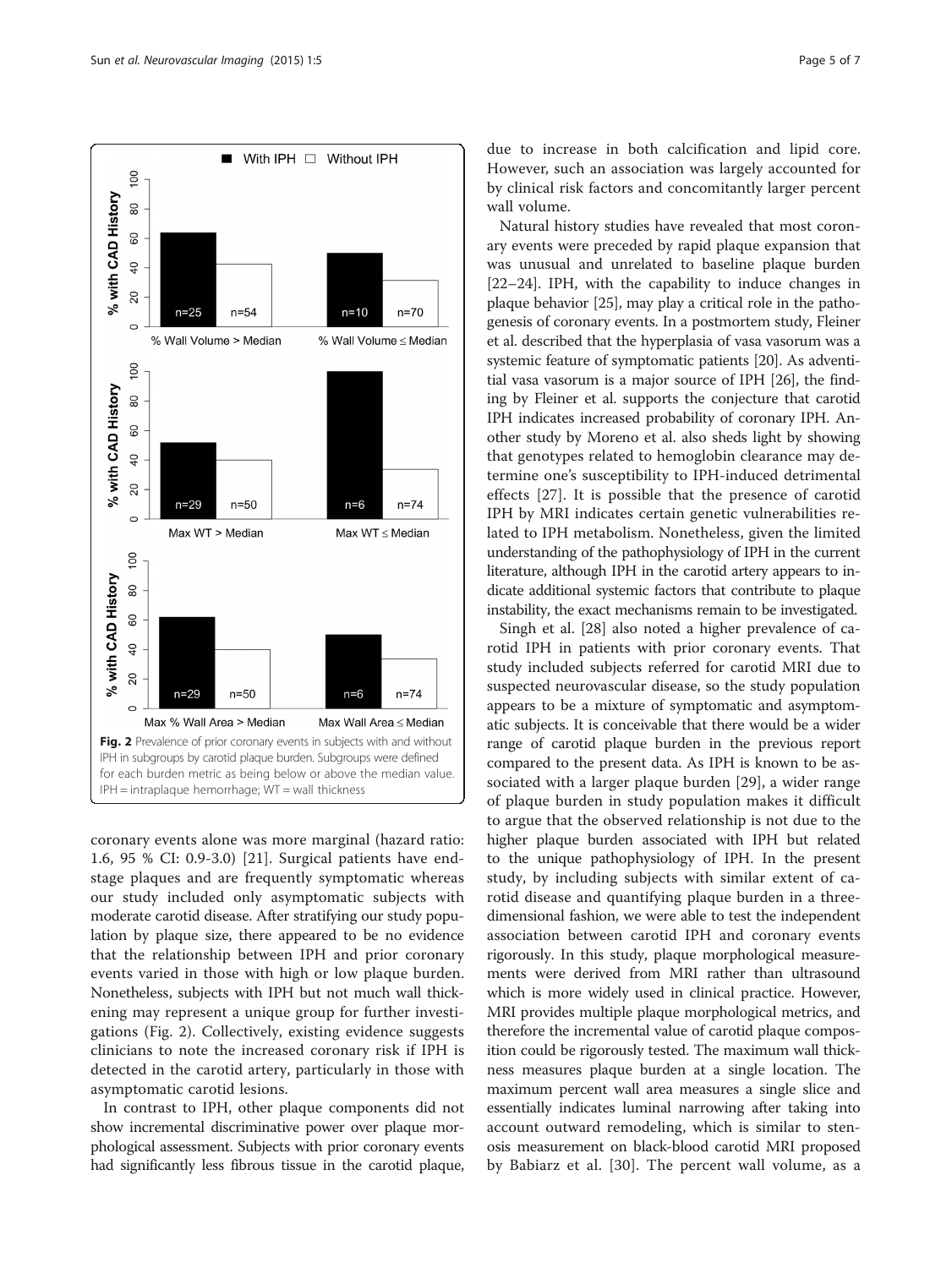Fig. 2 Prevalence of prior coronary events in subjects with and without IPH in subgroups by carotid plaque burden. Subgroups were defined for each burden metric as being below or above the median value. IPH = intraplaque hemorrhage; WT = wall thickness

coronary events alone was more marginal (hazard ratio: 1.6, 95 % CI: 0.9-3.0) [21]. Surgical patients have end-stage plaques and are frequently symptomatic whereas our study included only asymptomatic subjects with moderate carotid disease. After stratifying our study population by plaque size, there appeared to be no evidence that the relationship between IPH and prior coronary events varied in those with high or low plaque burden. Nonetheless, subjects with IPH but not much wall thickening may represent a unique group for further investigations (Fig. 2). Collectively, existing evidence suggests clinicians to note the increased coronary risk if IPH is detected in the carotid artery, particularly in those with asymptomatic carotid lesions.

In contrast to IPH, other plaque components did not show incremental discriminative power over plaque morphological assessment. Subjects with prior coronary events had significantly less fibrous tissue in the carotid plaque, due to increase in both calcification and lipid core. However, such an association was largely accounted for by clinical risk factors and concomitantly larger percent wall volume.

Natural history studies have revealed that most coronary events were preceded by rapid plaque expansion that was unusual and unrelated to baseline plaque burden [22–24]. IPH, with the capability to induce changes in plaque behavior [25], may play a critical role in the pathogenesis of coronary events. In a postmortem study, Fleiner et al. described that the hyperplasia of vasa vasorum was a systemic feature of symptomatic patients [20]. As adventitial vasa vasorum is a major source of IPH [26], the finding by Fleiner et al. supports the conjecture that carotid IPH indicates increased probability of coronary IPH. Another study by Moreno et al. also sheds light by showing that genotypes related to hemoglobin clearance may determine one's susceptibility to IPH-induced detrimental effects [27]. It is possible that the presence of carotid IPH by MRI indicates certain genetic vulnerabilities related to IPH metabolism. Nonetheless, given the limited understanding of the pathophysiology of IPH in the current literature, although IPH in the carotid artery appears to indicate additional systemic factors that contribute to plaque instability, the exact mechanisms remain to be investigated.

Singh et al. [28] also noted a higher prevalence of carotid IPH in patients with prior coronary events. That study included subjects referred for carotid MRI due to suspected neurovascular disease, so the study population appears to be a mixture of symptomatic and asymptomatic subjects. It is conceivable that there would be a wider range of carotid plaque burden in the previous report compared to the present data. As IPH is known to be associated with a larger plaque burden [29], a wider range of plaque burden in study population makes it difficult to argue that the observed relationship is not due to the higher plaque burden associated with IPH but related to the unique pathophysiology of IPH. In the present study, by including subjects with similar extent of carotid disease and quantifying plaque burden in a three-dimensional fashion, we were able to test the independent association between carotid IPH and coronary events rigorously. In this study, plaque morphological measurements were derived from MRI rather than ultrasound which is more widely used in clinical practice. However, MRI provides multiple plaque morphological metrics, and therefore the incremental value of carotid plaque composition could be rigorously tested. The maximum wall thickness measures plaque burden at a single location. The maximum percent wall area measures a single slice and essentially indicates luminal narrowing after taking into account outward remodeling, which is similar to stenosis measurement on black-blood carotid MRI proposed by Babiarz et al. [30]. The percent wall volume, as a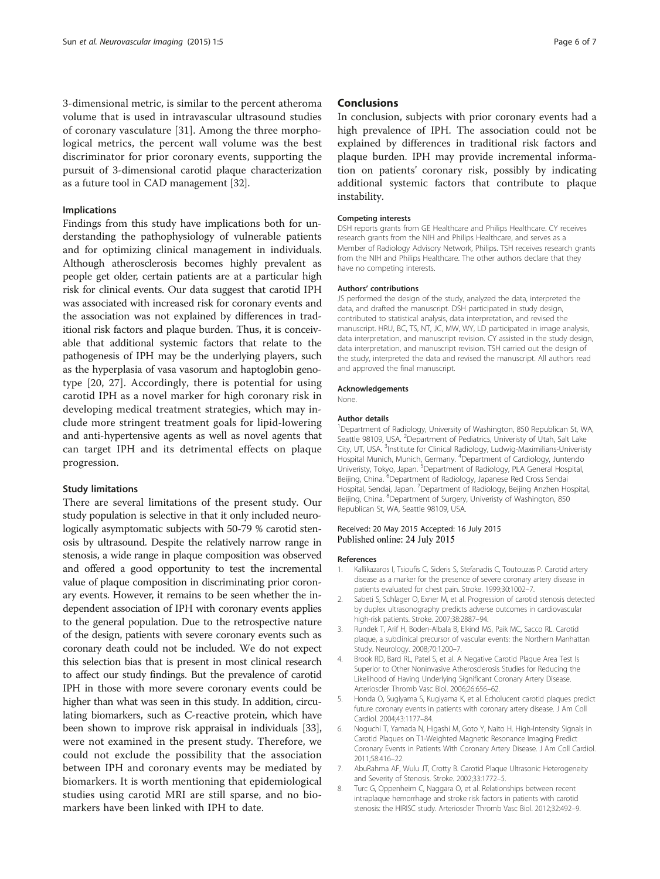3-dimensional metric, is similar to the percent atheroma volume that is used in intravascular ultrasound studies of coronary vasculature [31]. Among the three morphological metrics, the percent wall volume was the best discriminator for prior coronary events, supporting the pursuit of 3-dimensional carotid plaque characterization as a future tool in CAD management [32].

### Implications

Findings from this study have implications both for understanding the pathophysiology of vulnerable patients and for optimizing clinical management in individuals. Although atherosclerosis becomes highly prevalent as people get older, certain patients are at a particular high risk for clinical events. Our data suggest that carotid IPH was associated with increased risk for coronary events and the association was not explained by differences in traditional risk factors and plaque burden. Thus, it is conceivable that additional systemic factors that relate to the pathogenesis of IPH may be the underlying players, such as the hyperplasia of vasa vasorum and haptoglobin genotype [20, 27]. Accordingly, there is potential for using carotid IPH as a novel marker for high coronary risk in developing medical treatment strategies, which may include more stringent treatment goals for lipid-lowering and anti-hypertensive agents as well as novel agents that can target IPH and its detrimental effects on plaque progression.

### Study limitations

There are several limitations of the present study. Our study population is selective in that it only included neurologically asymptomatic subjects with 50-79 % carotid stenosis by ultrasound. Despite the relatively narrow range in stenosis, a wide range in plaque composition was observed and offered a good opportunity to test the incremental value of plaque composition in discriminating prior coronary events. However, it remains to be seen whether the independent association of IPH with coronary events applies to the general population. Due to the retrospective nature of the design, patients with severe coronary events such as coronary death could not be included. We do not expect this selection bias that is present in most clinical research to affect our study findings. But the prevalence of carotid IPH in those with more severe coronary events could be higher than what was seen in this study. In addition, circulating biomarkers, such as C-reactive protein, which have been shown to improve risk appraisal in individuals [33], were not examined in the present study. Therefore, we could not exclude the possibility that the association between IPH and coronary events may be mediated by biomarkers. It is worth mentioning that epidemiological studies using carotid MRI are still sparse, and no biomarkers have been linked with IPH to date.

## Conclusions

In conclusion, subjects with prior coronary events had a high prevalence of IPH. The association could not be explained by differences in traditional risk factors and plaque burden. IPH may provide incremental information on patients' coronary risk, possibly by indicating additional systemic factors that contribute to plaque instability.

#### Competing interests

DSH reports grants from GE Healthcare and Philips Healthcare. CY receives research grants from the NIH and Philips Healthcare, and serves as a Member of Radiology Advisory Network, Philips. TSH receives research grants from the NIH and Philips Healthcare. The other authors declare that they have no competing interests.

#### Authors' contributions

JS performed the design of the study, analyzed the data, interpreted the data, and drafted the manuscript. DSH participated in study design, contributed to statistical analysis, data interpretation, and revised the manuscript. HRU, BC, TS, NT, JC, MW, WY, LD participated in image analysis, data interpretation, and manuscript revision. CY assisted in the study design, data interpretation, and manuscript revision. TSH carried out the design of the study, interpreted the data and revised the manuscript. All authors read and approved the final manuscript.

#### Acknowledgements

None.

#### Author details

[1]Department of Radiology, University of Washington, 850 Republican St, WA, Seattle 98109, USA. [2]Department of Pediatrics, Univeristy of Utah, Salt Lake City, UT, USA. [3]Institute for Clinical Radiology, Ludwig-Maximilians-Univeristy Hospital Munich, Munich, Germany. [4]Department of Cardiology, Juntendo Univeristy, Tokyo, Japan. [5]Department of Radiology, PLA General Hospital, Beijing, China. [6]Department of Radiology, Japanese Red Cross Sendai Hospital, Sendai, Japan. [7]Department of Radiology, Beijing Anzhen Hospital, Beijing, China. [8]Department of Surgery, Univeristy of Washington, 850 Republican St, WA, Seattle 98109, USA.

Received: 20 May 2015 Accepted: 16 July 2015
Published online: 24 July 2015

#### References

1. Kallikazaros I, Tsioufis C, Sideris S, Stefanadis C, Toutouzas P. Carotid artery disease as a marker for the presence of severe coronary artery disease in patients evaluated for chest pain. Stroke. 1999;30:1002–7.
2. Sabeti S, Schlager O, Exner M, et al. Progression of carotid stenosis detected by duplex ultrasonography predicts adverse outcomes in cardiovascular high-risk patients. Stroke. 2007;38:2887–94.
3. Rundek T, Arif H, Boden-Albala B, Elkind MS, Paik MC, Sacco RL. Carotid plaque, a subclinical precursor of vascular events: the Northern Manhattan Study. Neurology. 2008;70:1200–7.
4. Brook RD, Bard RL, Patel S, et al. A Negative Carotid Plaque Area Test Is Superior to Other Noninvasive Atherosclerosis Studies for Reducing the Likelihood of Having Underlying Significant Coronary Artery Disease. Arterioscler Thromb Vasc Biol. 2006;26:656–62.
5. Honda O, Sugiyama S, Kugiyama K, et al. Echolucent carotid plaques predict future coronary events in patients with coronary artery disease. J Am Coll Cardiol. 2004;43:1177–84.
6. Noguchi T, Yamada N, Higashi M, Goto Y, Naito H. High-Intensity Signals in Carotid Plaques on T1-Weighted Magnetic Resonance Imaging Predict Coronary Events in Patients With Coronary Artery Disease. J Am Coll Cardiol. 2011;58:416–22.
7. AbuRahma AF, Wulu JT, Crotty B. Carotid Plaque Ultrasonic Heterogeneity and Severity of Stenosis. Stroke. 2002;33:1772–5.
8. Turc G, Oppenheim C, Naggara O, et al. Relationships between recent intraplaque hemorrhage and stroke risk factors in patients with carotid stenosis: the HIRISC study. Arterioscler Thromb Vasc Biol. 2012;32:492–9.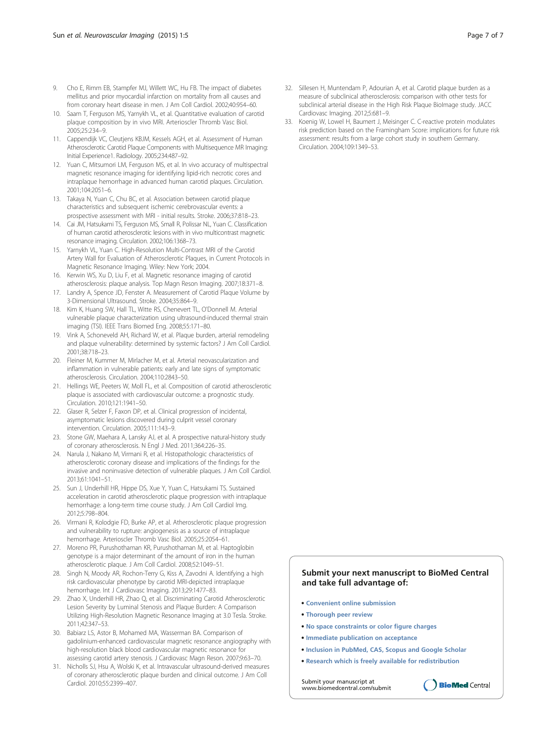9. Cho E, Rimm EB, Stampfer MJ, Willett WC, Hu FB. The impact of diabetes mellitus and prior myocardial infarction on mortality from all causes and from coronary heart disease in men. J Am Coll Cardiol. 2002;40:954–60.
10. Saam T, Ferguson MS, Yarnykh VL, et al. Quantitative evaluation of carotid plaque composition by in vivo MRI. Arterioscler Thromb Vasc Biol. 2005;25:234–9.
11. Cappendijk VC, Cleutjens KBJM, Kessels AGH, et al. Assessment of Human Atherosclerotic Carotid Plaque Components with Multisequence MR Imaging: Initial Experience1. Radiology. 2005;234:487–92.
12. Yuan C, Mitsumori LM, Ferguson MS, et al. In vivo accuracy of multispectral magnetic resonance imaging for identifying lipid-rich necrotic cores and intraplaque hemorrhage in advanced human carotid plaques. Circulation. 2001;104:2051–6.
13. Takaya N, Yuan C, Chu BC, et al. Association between carotid plaque characteristics and subsequent ischemic cerebrovascular events: a prospective assessment with MRI - initial results. Stroke. 2006;37:818–23.
14. Cai JM, Hatsukami TS, Ferguson MS, Small R, Polissar NL, Yuan C. Classification of human carotid atherosclerotic lesions with in vivo multicontrast magnetic resonance imaging. Circulation. 2002;106:1368–73.
15. Yarnykh VL, Yuan C. High-Resolution Multi-Contrast MRI of the Carotid Artery Wall for Evaluation of Atherosclerotic Plaques, in Current Protocols in Magnetic Resonance Imaging. Wiley: New York; 2004.
16. Kerwin WS, Xu D, Liu F, et al. Magnetic resonance imaging of carotid atherosclerosis: plaque analysis. Top Magn Reson Imaging. 2007;18:371–8.
17. Landry A, Spence JD, Fenster A. Measurement of Carotid Plaque Volume by 3-Dimensional Ultrasound. Stroke. 2004;35:864–9.
18. Kim K, Huang SW, Hall TL, Witte RS, Chenevert TL, O'Donnell M. Arterial vulnerable plaque characterization using ultrasound-induced thermal strain imaging (TSI). IEEE Trans Biomed Eng. 2008;55:171–80.
19. Vink A, Schoneveld AH, Richard W, et al. Plaque burden, arterial remodeling and plaque vulnerability: determined by systemic factors? J Am Coll Cardiol. 2001;38:718–23.
20. Fleiner M, Kummer M, Mirlacher M, et al. Arterial neovascularization and inflammation in vulnerable patients: early and late signs of symptomatic atherosclerosis. Circulation. 2004;110:2843–50.
21. Hellings WE, Peeters W, Moll FL, et al. Composition of carotid atherosclerotic plaque is associated with cardiovascular outcome: a prognostic study. Circulation. 2010;121:1941–50.
22. Glaser R, Selzer F, Faxon DP, et al. Clinical progression of incidental, asymptomatic lesions discovered during culprit vessel coronary intervention. Circulation. 2005;111:143–9.
23. Stone GW, Maehara A, Lansky AJ, et al. A prospective natural-history study of coronary atherosclerosis. N Engl J Med. 2011;364:226–35.
24. Narula J, Nakano M, Virmani R, et al. Histopathologic characteristics of atherosclerotic coronary disease and implications of the findings for the invasive and noninvasive detection of vulnerable plaques. J Am Coll Cardiol. 2013;61:1041–51.
25. Sun J, Underhill HR, Hippe DS, Xue Y, Yuan C, Hatsukami TS. Sustained acceleration in carotid atherosclerotic plaque progression with intraplaque hemorrhage: a long-term time course study. J Am Coll Cardiol Img. 2012;5:798–804.
26. Virmani R, Kolodgie FD, Burke AP, et al. Atherosclerotic plaque progression and vulnerability to rupture: angiogenesis as a source of intraplaque hemorrhage. Arterioscler Thromb Vasc Biol. 2005;25:2054–61.
27. Moreno PR, Purushothaman KR, Purushothaman M, et al. Haptoglobin genotype is a major determinant of the amount of iron in the human atherosclerotic plaque. J Am Coll Cardiol. 2008;52:1049–51.
28. Singh N, Moody AR, Rochon-Terry G, Kiss A, Zavodni A. Identifying a high risk cardiovascular phenotype by carotid MRI-depicted intraplaque hemorrhage. Int J Cardiovasc Imaging. 2013;29:1477–83.
29. Zhao X, Underhill HR, Zhao Q, et al. Discriminating Carotid Atherosclerotic Lesion Severity by Luminal Stenosis and Plaque Burden: A Comparison Utilizing High-Resolution Magnetic Resonance Imaging at 3.0 Tesla. Stroke. 2011;42:347–53.
30. Babiarz LS, Astor B, Mohamed MA, Wasserman BA. Comparison of gadolinium-enhanced cardiovascular magnetic resonance angiography with high-resolution black blood cardiovascular magnetic resonance for assessing carotid artery stenosis. J Cardiovasc Magn Reson. 2007;9:63–70.
31. Nicholls SJ, Hsu A, Wolski K, et al. Intravascular ultrasound-derived measures of coronary atherosclerotic plaque burden and clinical outcome. J Am Coll Cardiol. 2010;55:2399–407.
32. Sillesen H, Muntendam P, Adourian A, et al. Carotid plaque burden as a measure of subclinical atherosclerosis: comparison with other tests for subclinical arterial disease in the High Risk Plaque BioImage study. JACC Cardiovasc Imaging. 2012;5:681–9.
33. Koenig W, Lowel H, Baumert J, Meisinger C. C-reactive protein modulates risk prediction based on the Framingham Score: implications for future risk assessment: results from a large cohort study in southern Germany. Circulation. 2004;109:1349–53.

**Submit your next manuscript to BioMed Central and take full advantage of:**

- **Convenient online submission**
- **Thorough peer review**
- **No space constraints or color figure charges**
- **Immediate publication on acceptance**
- **Inclusion in PubMed, CAS, Scopus and Google Scholar**
- **Research which is freely available for redistribution**

Submit your manuscript at
www.biomedcentral.com/submit

BioMed Central